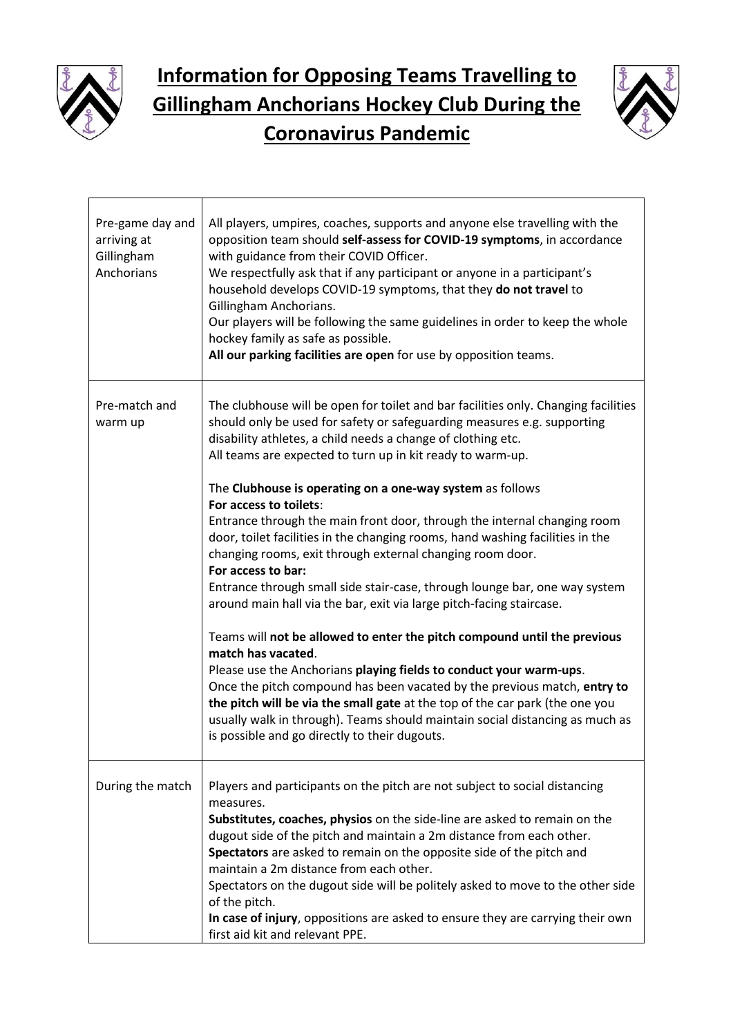# Information for Opposing Teams Travelling to Gillingham Anchorians Hockey Club During the Coronavirus Pandemic

| | |
|---|---|
| Pre-game day and arriving at Gillingham Anchorians | All players, umpires, coaches, supports and anyone else travelling with the opposition team should **self-assess for COVID-19 symptoms**, in accordance with guidance from their COVID Officer.<br>We respectfully ask that if any participant or anyone in a participant's household develops COVID-19 symptoms, that they **do not travel** to Gillingham Anchorians.<br>Our players will be following the same guidelines in order to keep the whole hockey family as safe as possible.<br>**All our parking facilities are open** for use by opposition teams. |
| Pre-match and warm up | The clubhouse will be open for toilet and bar facilities only. Changing facilities should only be used for safety or safeguarding measures e.g. supporting disability athletes, a child needs a change of clothing etc.<br>All teams are expected to turn up in kit ready to warm-up.<br><br>The **Clubhouse is operating on a one-way system** as follows<br>**For access to toilets**:<br>Entrance through the main front door, through the internal changing room door, toilet facilities in the changing rooms, hand washing facilities in the changing rooms, exit through external changing room door.<br>**For access to bar:**<br>Entrance through small side stair-case, through lounge bar, one way system around main hall via the bar, exit via large pitch-facing staircase.<br><br>Teams will **not be allowed to enter the pitch compound until the previous match has vacated**.<br>Please use the Anchorians **playing fields to conduct your warm-ups**.<br>Once the pitch compound has been vacated by the previous match, **entry to the pitch will be via the small gate** at the top of the car park (the one you usually walk in through). Teams should maintain social distancing as much as is possible and go directly to their dugouts. |
| During the match | Players and participants on the pitch are not subject to social distancing measures.<br>**Substitutes, coaches, physios** on the side-line are asked to remain on the dugout side of the pitch and maintain a 2m distance from each other.<br>**Spectators** are asked to remain on the opposite side of the pitch and maintain a 2m distance from each other.<br>Spectators on the dugout side will be politely asked to move to the other side of the pitch.<br>**In case of injury**, oppositions are asked to ensure they are carrying their own first aid kit and relevant PPE. |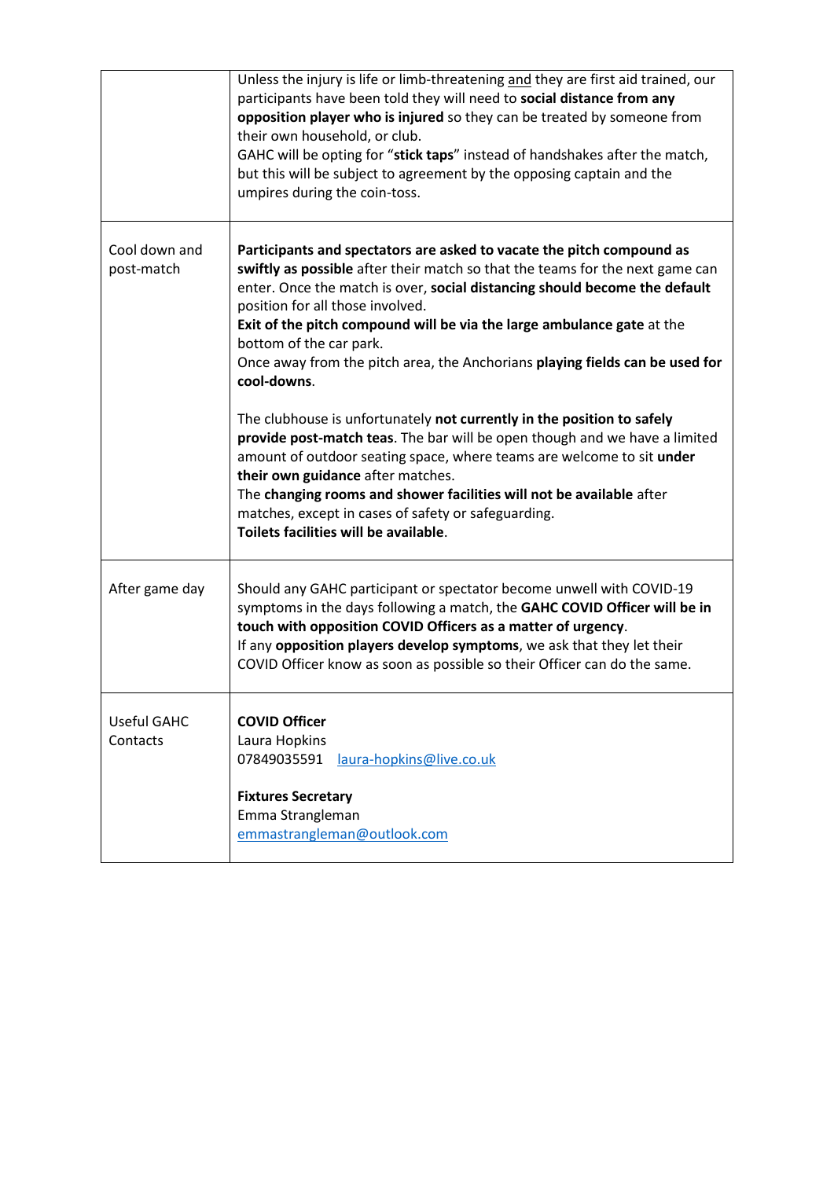| | |
|---|---|
| | Unless the injury is life or limb-threatening and they are first aid trained, our participants have been told they will need to **social distance from any opposition player who is injured** so they can be treated by someone from their own household, or club.<br>GAHC will be opting for "**stick taps**" instead of handshakes after the match, but this will be subject to agreement by the opposing captain and the umpires during the coin-toss. |
| Cool down and post-match | **Participants and spectators are asked to vacate the pitch compound as swiftly as possible** after their match so that the teams for the next game can enter. Once the match is over, **social distancing should become the default** position for all those involved.<br>**Exit of the pitch compound will be via the large ambulance gate** at the bottom of the car park.<br>Once away from the pitch area, the Anchorians **playing fields can be used for cool-downs**.<br><br>The clubhouse is unfortunately **not currently in the position to safely provide post-match teas**. The bar will be open though and we have a limited amount of outdoor seating space, where teams are welcome to sit **under their own guidance** after matches.<br>The **changing rooms and shower facilities will not be available** after matches, except in cases of safety or safeguarding.<br>**Toilets facilities will be available**. |
| After game day | Should any GAHC participant or spectator become unwell with COVID-19 symptoms in the days following a match, the **GAHC COVID Officer will be in touch with opposition COVID Officers as a matter of urgency**.<br>If any **opposition players develop symptoms**, we ask that they let their COVID Officer know as soon as possible so their Officer can do the same. |
| Useful GAHC Contacts | **COVID Officer**<br>Laura Hopkins<br>07849035591 laura-hopkins@live.co.uk<br><br>**Fixtures Secretary**<br>Emma Strangleman<br>emmastrangleman@outlook.com |